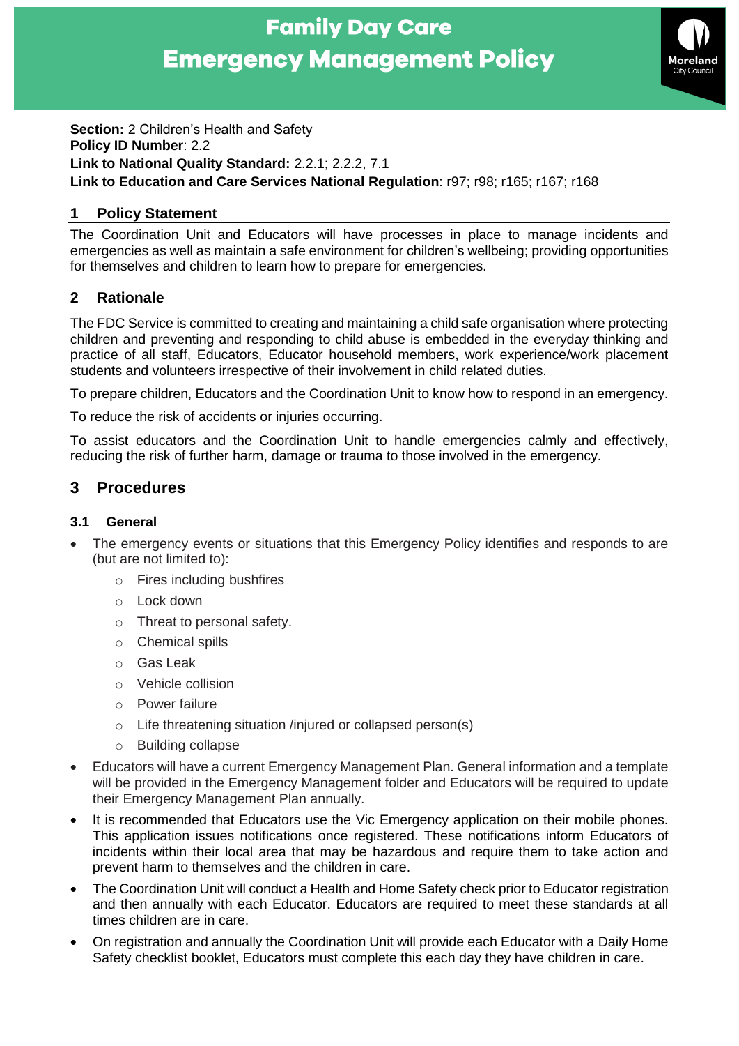# Family Day Care
# Emergency Management Policy

**Section:** 2 Children's Health and Safety
**Policy ID Number**: 2.2
**Link to National Quality Standard:** 2.2.1; 2.2.2, 7.1
**Link to Education and Care Services National Regulation**: r97; r98; r165; r167; r168

## 1 Policy Statement

The Coordination Unit and Educators will have processes in place to manage incidents and emergencies as well as maintain a safe environment for children's wellbeing; providing opportunities for themselves and children to learn how to prepare for emergencies.

## 2 Rationale

The FDC Service is committed to creating and maintaining a child safe organisation where protecting children and preventing and responding to child abuse is embedded in the everyday thinking and practice of all staff, Educators, Educator household members, work experience/work placement students and volunteers irrespective of their involvement in child related duties.

To prepare children, Educators and the Coordination Unit to know how to respond in an emergency.

To reduce the risk of accidents or injuries occurring.

To assist educators and the Coordination Unit to handle emergencies calmly and effectively, reducing the risk of further harm, damage or trauma to those involved in the emergency.

## 3 Procedures

### 3.1 General

- The emergency events or situations that this Emergency Policy identifies and responds to are (but are not limited to):
  - Fires including bushfires
  - Lock down
  - Threat to personal safety.
  - Chemical spills
  - Gas Leak
  - Vehicle collision
  - Power failure
  - Life threatening situation /injured or collapsed person(s)
  - Building collapse
- Educators will have a current Emergency Management Plan. General information and a template will be provided in the Emergency Management folder and Educators will be required to update their Emergency Management Plan annually.
- It is recommended that Educators use the Vic Emergency application on their mobile phones. This application issues notifications once registered. These notifications inform Educators of incidents within their local area that may be hazardous and require them to take action and prevent harm to themselves and the children in care.
- The Coordination Unit will conduct a Health and Home Safety check prior to Educator registration and then annually with each Educator. Educators are required to meet these standards at all times children are in care.
- On registration and annually the Coordination Unit will provide each Educator with a Daily Home Safety checklist booklet, Educators must complete this each day they have children in care.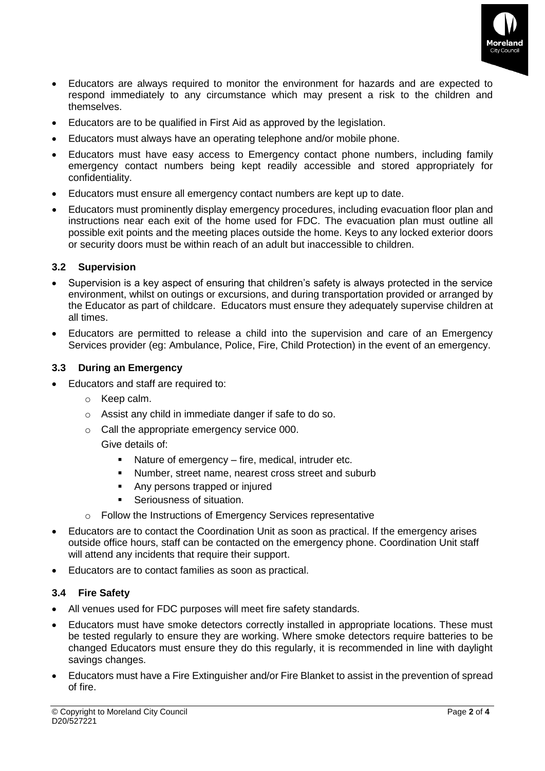- Educators are always required to monitor the environment for hazards and are expected to respond immediately to any circumstance which may present a risk to the children and themselves.
- Educators are to be qualified in First Aid as approved by the legislation.
- Educators must always have an operating telephone and/or mobile phone.
- Educators must have easy access to Emergency contact phone numbers, including family emergency contact numbers being kept readily accessible and stored appropriately for confidentiality.
- Educators must ensure all emergency contact numbers are kept up to date.
- Educators must prominently display emergency procedures, including evacuation floor plan and instructions near each exit of the home used for FDC. The evacuation plan must outline all possible exit points and the meeting places outside the home. Keys to any locked exterior doors or security doors must be within reach of an adult but inaccessible to children.

### 3.2 Supervision

- Supervision is a key aspect of ensuring that children's safety is always protected in the service environment, whilst on outings or excursions, and during transportation provided or arranged by the Educator as part of childcare. Educators must ensure they adequately supervise children at all times.
- Educators are permitted to release a child into the supervision and care of an Emergency Services provider (eg: Ambulance, Police, Fire, Child Protection) in the event of an emergency.

### 3.3 During an Emergency

- Educators and staff are required to:
  - Keep calm.
  - Assist any child in immediate danger if safe to do so.
  - Call the appropriate emergency service 000.

    Give details of:
    - Nature of emergency – fire, medical, intruder etc.
    - Number, street name, nearest cross street and suburb
    - Any persons trapped or injured
    - Seriousness of situation.
  - Follow the Instructions of Emergency Services representative
- Educators are to contact the Coordination Unit as soon as practical. If the emergency arises outside office hours, staff can be contacted on the emergency phone. Coordination Unit staff will attend any incidents that require their support.
- Educators are to contact families as soon as practical.

### 3.4 Fire Safety

- All venues used for FDC purposes will meet fire safety standards.
- Educators must have smoke detectors correctly installed in appropriate locations. These must be tested regularly to ensure they are working. Where smoke detectors require batteries to be changed Educators must ensure they do this regularly, it is recommended in line with daylight savings changes.
- Educators must have a Fire Extinguisher and/or Fire Blanket to assist in the prevention of spread of fire.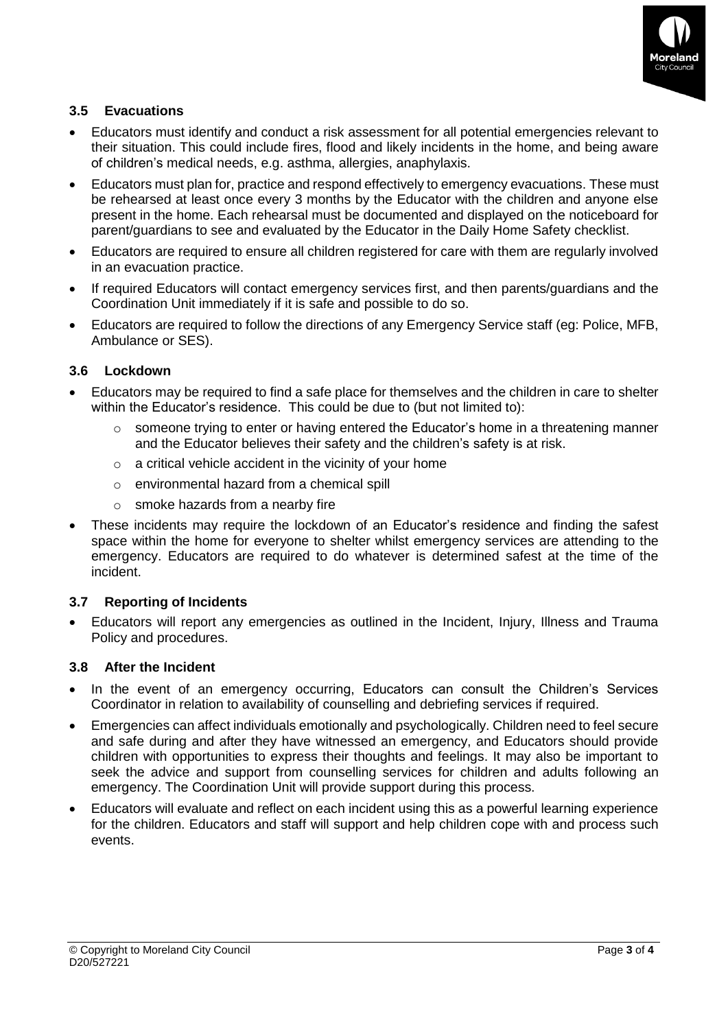### 3.5 Evacuations

- Educators must identify and conduct a risk assessment for all potential emergencies relevant to their situation. This could include fires, flood and likely incidents in the home, and being aware of children's medical needs, e.g. asthma, allergies, anaphylaxis.
- Educators must plan for, practice and respond effectively to emergency evacuations. These must be rehearsed at least once every 3 months by the Educator with the children and anyone else present in the home. Each rehearsal must be documented and displayed on the noticeboard for parent/guardians to see and evaluated by the Educator in the Daily Home Safety checklist.
- Educators are required to ensure all children registered for care with them are regularly involved in an evacuation practice.
- If required Educators will contact emergency services first, and then parents/guardians and the Coordination Unit immediately if it is safe and possible to do so.
- Educators are required to follow the directions of any Emergency Service staff (eg: Police, MFB, Ambulance or SES).

### 3.6 Lockdown

- Educators may be required to find a safe place for themselves and the children in care to shelter within the Educator's residence. This could be due to (but not limited to):
  - someone trying to enter or having entered the Educator's home in a threatening manner and the Educator believes their safety and the children's safety is at risk.
  - a critical vehicle accident in the vicinity of your home
  - environmental hazard from a chemical spill
  - smoke hazards from a nearby fire
- These incidents may require the lockdown of an Educator's residence and finding the safest space within the home for everyone to shelter whilst emergency services are attending to the emergency. Educators are required to do whatever is determined safest at the time of the incident.

### 3.7 Reporting of Incidents

- Educators will report any emergencies as outlined in the Incident, Injury, Illness and Trauma Policy and procedures.

### 3.8 After the Incident

- In the event of an emergency occurring, Educators can consult the Children's Services Coordinator in relation to availability of counselling and debriefing services if required.
- Emergencies can affect individuals emotionally and psychologically. Children need to feel secure and safe during and after they have witnessed an emergency, and Educators should provide children with opportunities to express their thoughts and feelings. It may also be important to seek the advice and support from counselling services for children and adults following an emergency. The Coordination Unit will provide support during this process.
- Educators will evaluate and reflect on each incident using this as a powerful learning experience for the children. Educators and staff will support and help children cope with and process such events.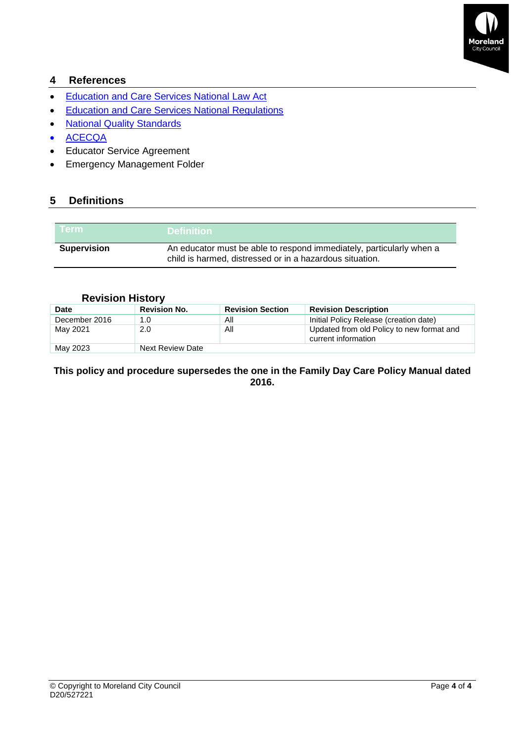## 4 References

- Education and Care Services National Law Act
- Education and Care Services National Regulations
- National Quality Standards
- ACECQA
- Educator Service Agreement
- Emergency Management Folder

## 5 Definitions

| Term | Definition |
|---|---|
| **Supervision** | An educator must be able to respond immediately, particularly when a child is harmed, distressed or in a hazardous situation. |

### Revision History

| Date | Revision No. | Revision Section | Revision Description |
|---|---|---|---|
| December 2016 | 1.0 | All | Initial Policy Release (creation date) |
| May 2021 | 2.0 | All | Updated from old Policy to new format and current information |
| May 2023 | Next Review Date | | |

**This policy and procedure supersedes the one in the Family Day Care Policy Manual dated 2016.**

© Copyright to Moreland City Council
D20/527221